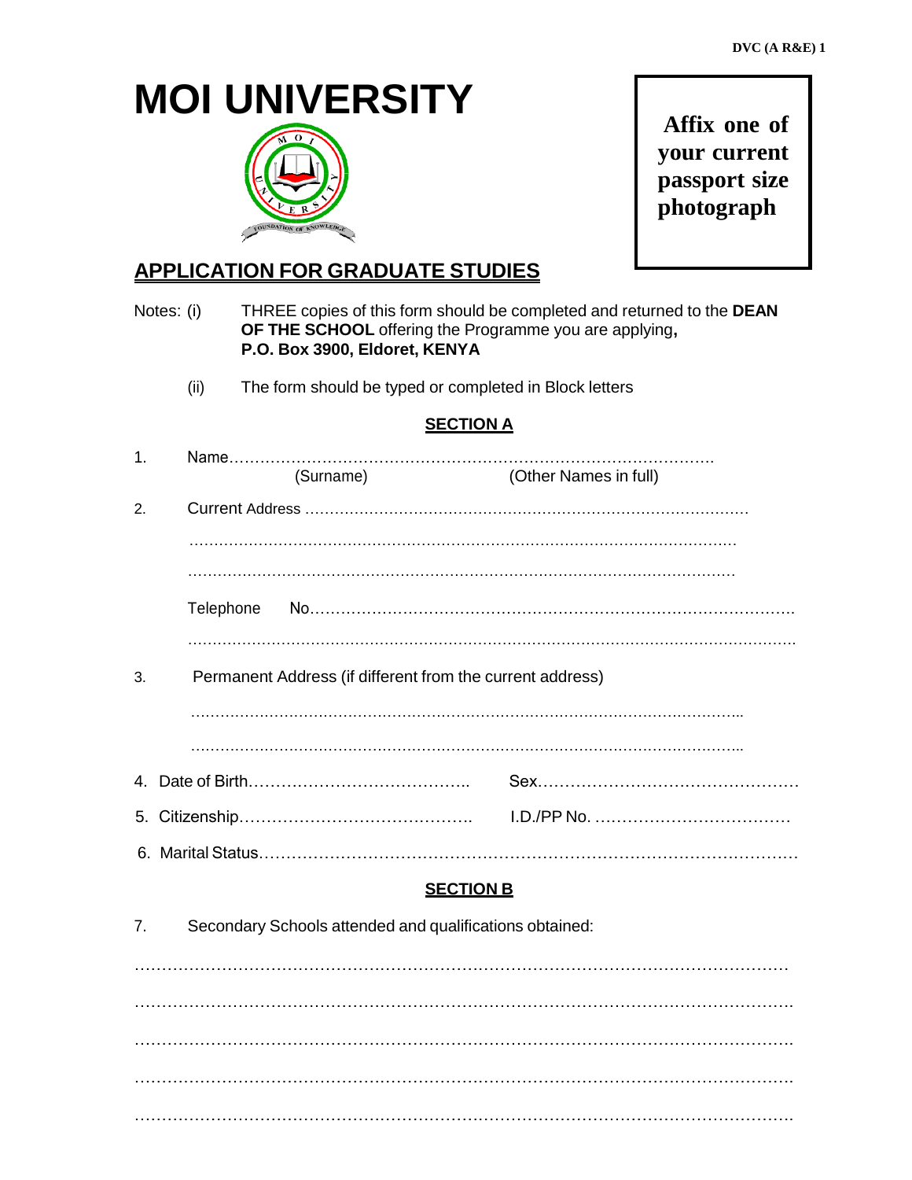DVC (A R&E) 1

# MOI UNIVERSITY

**Affix one of your current passport size photograph**

## APPLICATION FOR GRADUATE STUDIES

Notes: (i) THREE copies of this form should be completed and returned to the **DEAN OF THE SCHOOL** offering the Programme you are applying**, P.O. Box 3900, Eldoret, KENYA**

(ii) The form should be typed or completed in Block letters

### SECTION A

1. Name…………………………………………………………………………………….
   (Surname) (Other Names in full)

2. Current Address ……………………………………………………………………………

   …………………………………………………………………………………………….

   …………………………………………………………………………………………….

   Telephone No……………………………………………………………………………….

   …………………………………………………………………………………………………

3. Permanent Address (if different from the current address)

   ………………………………………………………………………………………………..

   ………………………………………………………………………………………………..

4. Date of Birth………………………………….. Sex…………………………………………

5. Citizenship……………………………………. I.D./PP No. ………………………………

6. Marital Status………………………………………………………………………………

### SECTION B

7. Secondary Schools attended and qualifications obtained:

………………………………………………………………………………………………………

………………………………………………………………………………………………………

………………………………………………………………………………………………………

………………………………………………………………………………………………………

………………………………………………………………………………………………………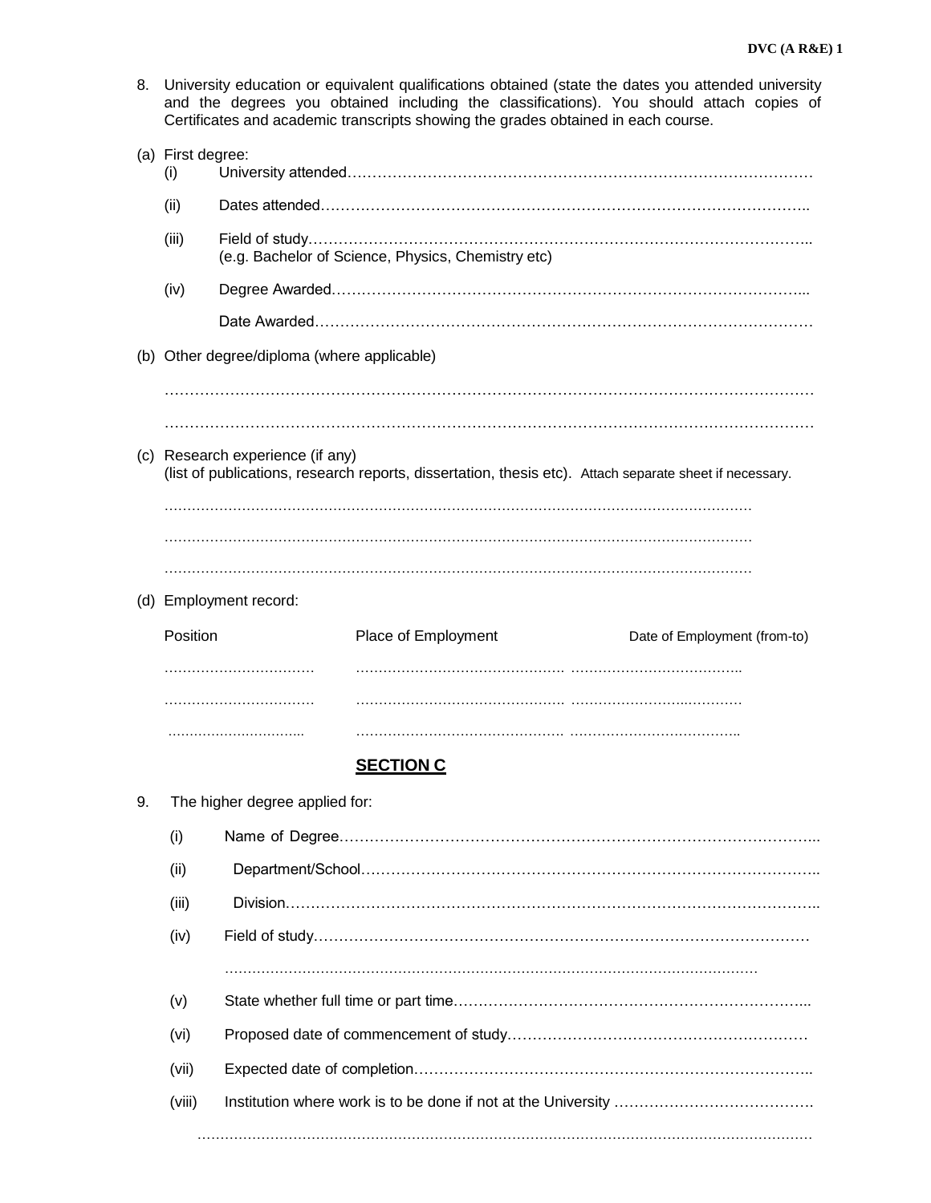8. University education or equivalent qualifications obtained (state the dates you attended university and the degrees you obtained including the classifications). You should attach copies of Certificates and academic transcripts showing the grades obtained in each course.

(a) First degree:

  (i) University attended…………………………………………………………………………………

  (ii) Dates attended……………………………………………………………………………………..

  (iii) Field of study……………………………………………………………………………………..
  (e.g. Bachelor of Science, Physics, Chemistry etc)

  (iv) Degree Awarded…………………………………………………………………………………...

  Date Awarded…………………………………………………………………………………………

(b) Other degree/diploma (where applicable)

……………………………………………………………………………………………………………

……………………………………………………………………………………………………………

(c) Research experience (if any)
(list of publications, research reports, dissertation, thesis etc). Attach separate sheet if necessary.

……………………………………………………………………………………………………………

……………………………………………………………………………………………………………

……………………………………………………………………………………………………………

(d) Employment record:

| Position | Place of Employment | Date of Employment (from-to) |
|---|---|---|
| …………………………… | ……………………………………… | ……………………………….. |
| …………………………… | ……………………………………… | ……………………………….. |
| …………………………… | ……………………………………… | ……………………………….. |

## SECTION C

9. The higher degree applied for:

  (i) Name of Degree…………………………………………………………………………………...

  (ii) Department/School……………………………………………………………………………..

  (iii) Division………………………………………………………………………………………..

  (iv) Field of study………………………………………………………………………………………

  ……………………………………………………………………………………………………

  (v) State whether full time or part time……………………………………………………………...

  (vi) Proposed date of commencement of study…………………………………………………

  (vii) Expected date of completion……………………………………………………………………..

  (viii) Institution where work is to be done if not at the University ………………………………….

……………………………………………………………………………………………………………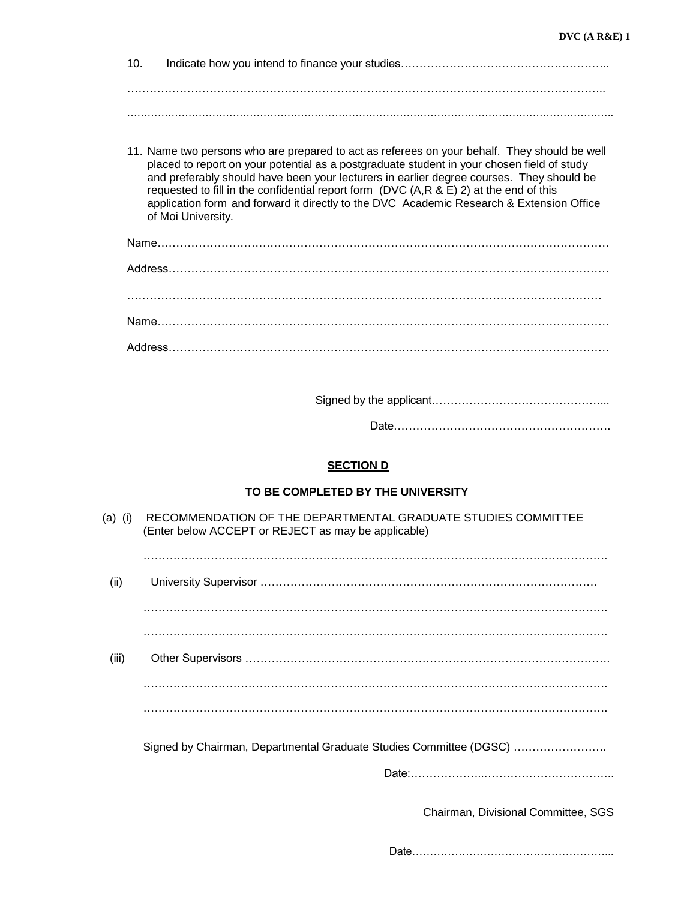10. Indicate how you intend to finance your studies……………………………………………….

………………………………………………………………………………………………………….

………………………………………………………………………………………………………….

11. Name two persons who are prepared to act as referees on your behalf. They should be well placed to report on your potential as a postgraduate student in your chosen field of study and preferably should have been your lecturers in earlier degree courses. They should be requested to fill in the confidential report form (DVC (A,R & E) 2) at the end of this application form and forward it directly to the DVC Academic Research & Extension Office of Moi University.

Name……………………………………………………………………………………………………

Address…………………………………………………………………………………………………

………………………………………………………………………………………………………

Name……………………………………………………………………………………………………

Address…………………………………………………………………………………………………

Signed by the applicant………………………………………...

Date………………………………………………….

## SECTION D

### TO BE COMPLETED BY THE UNIVERSITY

(a) (i) RECOMMENDATION OF THE DEPARTMENTAL GRADUATE STUDIES COMMITTEE (Enter below ACCEPT or REJECT as may be applicable)

…………………………………………………………………………………………………………

(ii) University Supervisor ……………………………………………………………………………

…………………………………………………………………………………………………………

…………………………………………………………………………………………………………

(iii) Other Supervisors ……………………………………………………………………………….

…………………………………………………………………………………………………………

…………………………………………………………………………………………………………

Signed by Chairman, Departmental Graduate Studies Committee (DGSC) …………………….

Date:………………..……………………………..

Chairman, Divisional Committee, SGS

Date………………………………………………..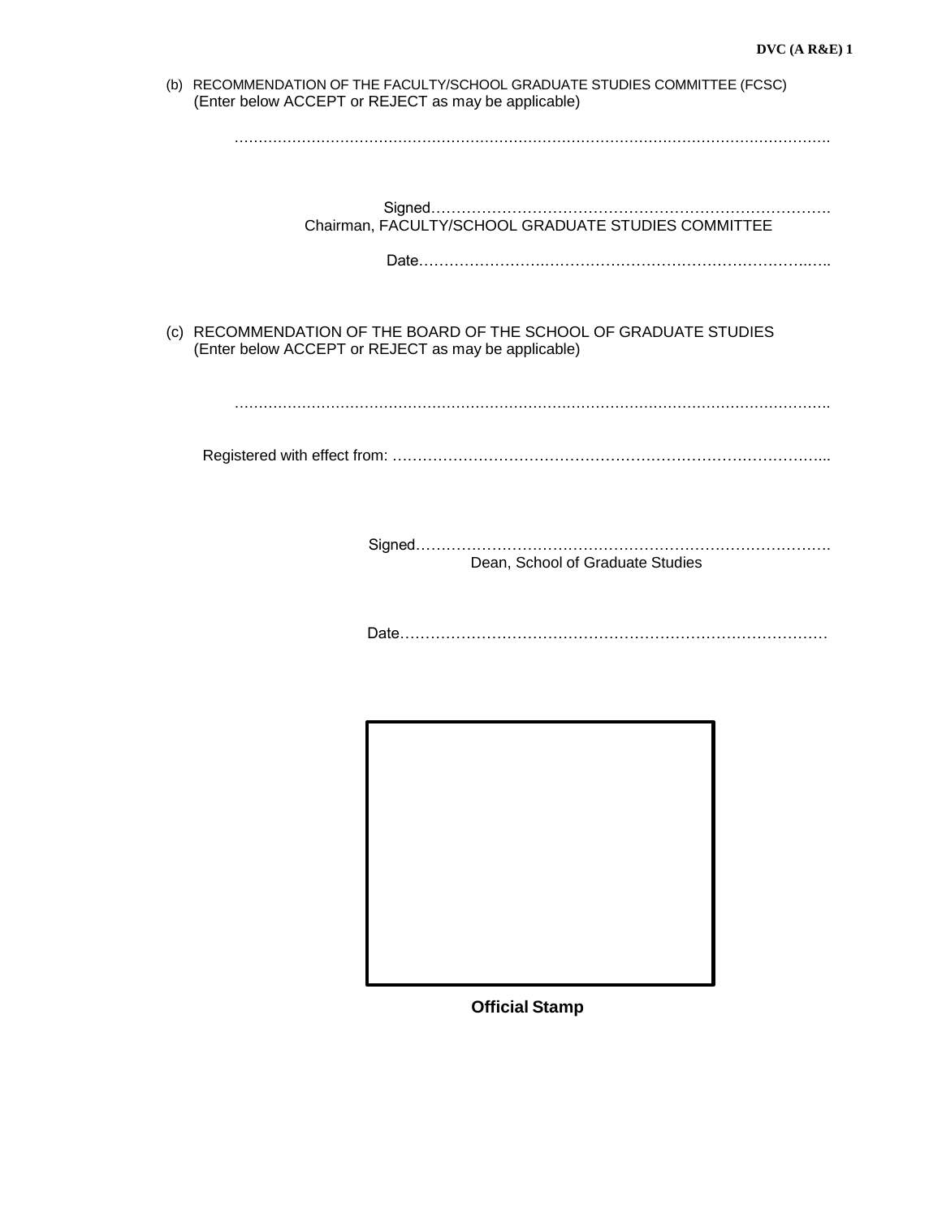(b) RECOMMENDATION OF THE FACULTY/SCHOOL GRADUATE STUDIES COMMITTEE (FCSC)
(Enter below ACCEPT or REJECT as may be applicable)

……………………………………………………………………………………………………………

Signed…………………………………………………………………………

Chairman, FACULTY/SCHOOL GRADUATE STUDIES COMMITTEE

Date……………………………………………………………………………

(c) RECOMMENDATION OF THE BOARD OF THE SCHOOL OF GRADUATE STUDIES
(Enter below ACCEPT or REJECT as may be applicable)

……………………………………………………………………………………………………………

Registered with effect from: …………………………………………………………………………...

Signed…………………………………………………………………………

Dean, School of Graduate Studies

Date…………………………………………………………………………

**Official Stamp**